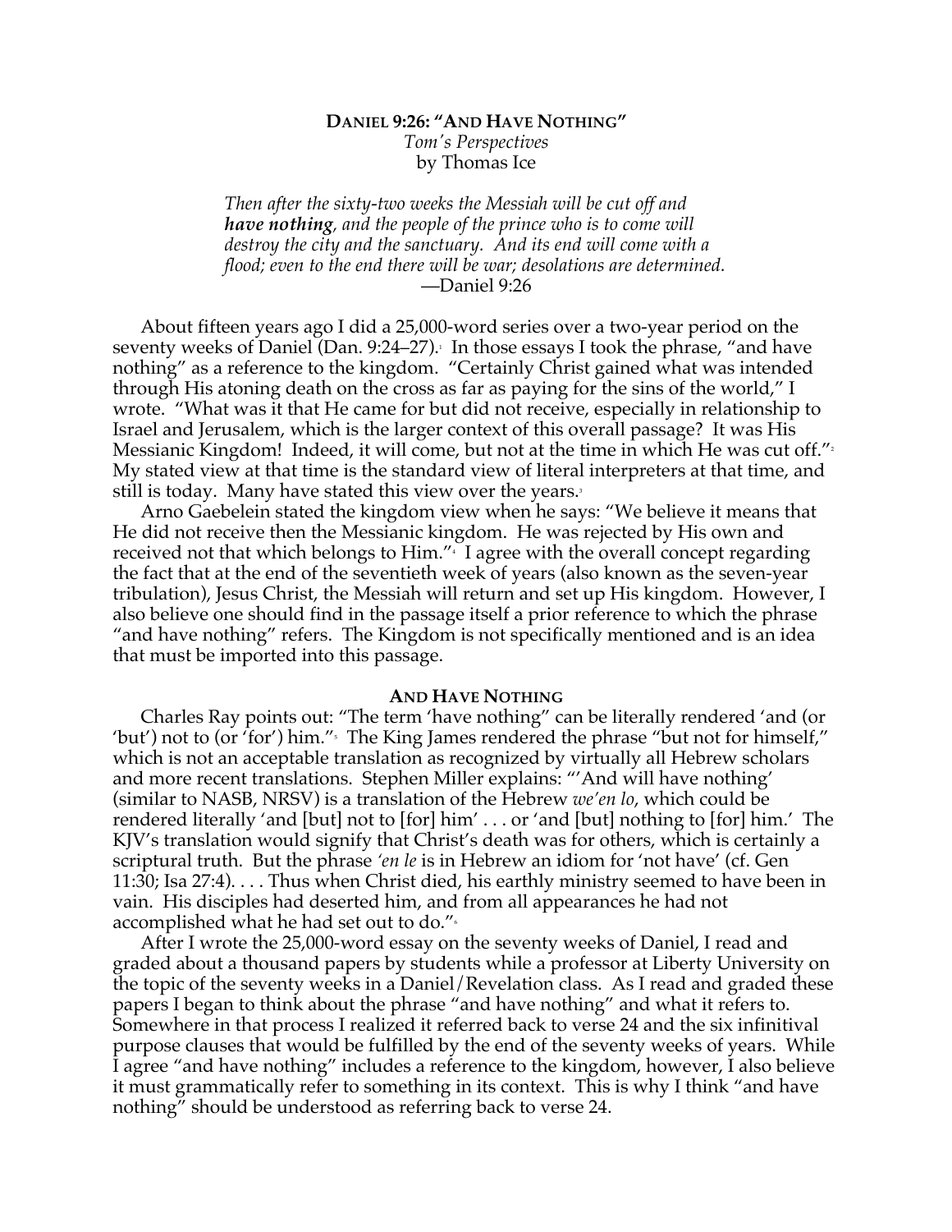## DANIEL 9:26: "AND HAVE NOTHING"

*Tom's Perspectives*
by Thomas Ice

> *Then after the sixty-two weeks the Messiah will be cut off and* ***have nothing****, and the people of the prince who is to come will destroy the city and the sanctuary. And its end will come with a flood; even to the end there will be war; desolations are determined.*
> —Daniel 9:26

About fifteen years ago I did a 25,000-word series over a two-year period on the seventy weeks of Daniel (Dan. 9:24–27).[1] In those essays I took the phrase, "and have nothing" as a reference to the kingdom. "Certainly Christ gained what was intended through His atoning death on the cross as far as paying for the sins of the world," I wrote. "What was it that He came for but did not receive, especially in relationship to Israel and Jerusalem, which is the larger context of this overall passage? It was His Messianic Kingdom! Indeed, it will come, but not at the time in which He was cut off."[2] My stated view at that time is the standard view of literal interpreters at that time, and still is today. Many have stated this view over the years.[3]

Arno Gaebelein stated the kingdom view when he says: "We believe it means that He did not receive then the Messianic kingdom. He was rejected by His own and received not that which belongs to Him."[4] I agree with the overall concept regarding the fact that at the end of the seventieth week of years (also known as the seven-year tribulation), Jesus Christ, the Messiah will return and set up His kingdom. However, I also believe one should find in the passage itself a prior reference to which the phrase "and have nothing" refers. The Kingdom is not specifically mentioned and is an idea that must be imported into this passage.

### AND HAVE NOTHING

Charles Ray points out: "The term 'have nothing' can be literally rendered 'and (or 'but') not to (or 'for') him.'"[5] The King James rendered the phrase "but not for himself," which is not an acceptable translation as recognized by virtually all Hebrew scholars and more recent translations. Stephen Miller explains: "'And will have nothing' (similar to NASB, NRSV) is a translation of the Hebrew *we'en lo*, which could be rendered literally 'and [but] not to [for] him' . . . or 'and [but] nothing to [for] him.' The KJV's translation would signify that Christ's death was for others, which is certainly a scriptural truth. But the phrase *'en le* is in Hebrew an idiom for 'not have' (cf. Gen 11:30; Isa 27:4). . . . Thus when Christ died, his earthly ministry seemed to have been in vain. His disciples had deserted him, and from all appearances he had not accomplished what he had set out to do."[6]

After I wrote the 25,000-word essay on the seventy weeks of Daniel, I read and graded about a thousand papers by students while a professor at Liberty University on the topic of the seventy weeks in a Daniel/Revelation class. As I read and graded these papers I began to think about the phrase "and have nothing" and what it refers to. Somewhere in that process I realized it referred back to verse 24 and the six infinitival purpose clauses that would be fulfilled by the end of the seventy weeks of years. While I agree "and have nothing" includes a reference to the kingdom, however, I also believe it must grammatically refer to something in its context. This is why I think "and have nothing" should be understood as referring back to verse 24.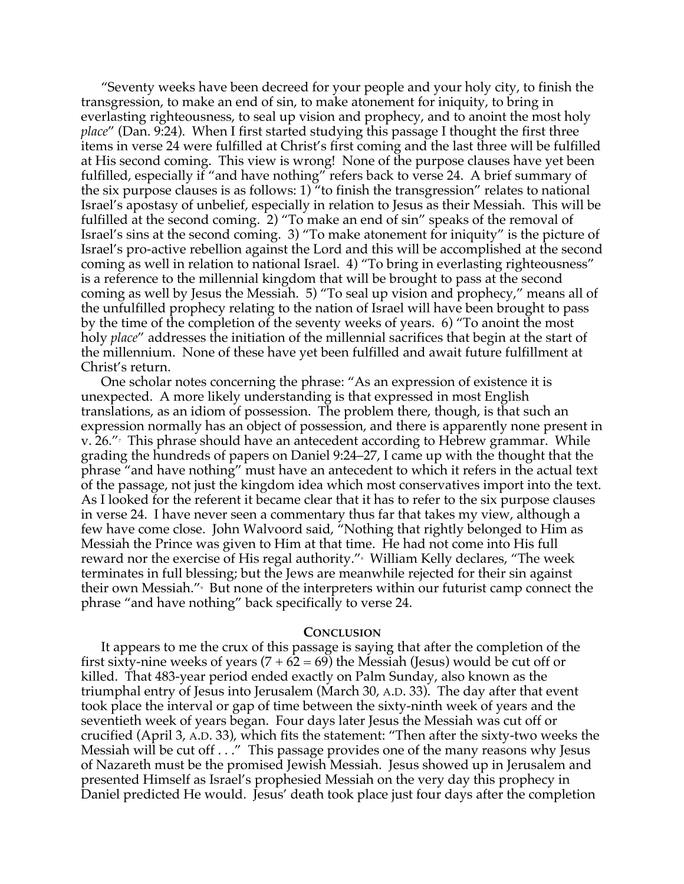"Seventy weeks have been decreed for your people and your holy city, to finish the transgression, to make an end of sin, to make atonement for iniquity, to bring in everlasting righteousness, to seal up vision and prophecy, and to anoint the most holy *place*" (Dan. 9:24). When I first started studying this passage I thought the first three items in verse 24 were fulfilled at Christ's first coming and the last three will be fulfilled at His second coming. This view is wrong! None of the purpose clauses have yet been fulfilled, especially if "and have nothing" refers back to verse 24. A brief summary of the six purpose clauses is as follows: 1) "to finish the transgression" relates to national Israel's apostasy of unbelief, especially in relation to Jesus as their Messiah. This will be fulfilled at the second coming. 2) "To make an end of sin" speaks of the removal of Israel's sins at the second coming. 3) "To make atonement for iniquity" is the picture of Israel's pro-active rebellion against the Lord and this will be accomplished at the second coming as well in relation to national Israel. 4) "To bring in everlasting righteousness" is a reference to the millennial kingdom that will be brought to pass at the second coming as well by Jesus the Messiah. 5) "To seal up vision and prophecy," means all of the unfulfilled prophecy relating to the nation of Israel will have been brought to pass by the time of the completion of the seventy weeks of years. 6) "To anoint the most holy *place*" addresses the initiation of the millennial sacrifices that begin at the start of the millennium. None of these have yet been fulfilled and await future fulfillment at Christ's return.

One scholar notes concerning the phrase: "As an expression of existence it is unexpected. A more likely understanding is that expressed in most English translations, as an idiom of possession. The problem there, though, is that such an expression normally has an object of possession, and there is apparently none present in v. 26."[7] This phrase should have an antecedent according to Hebrew grammar. While grading the hundreds of papers on Daniel 9:24–27, I came up with the thought that the phrase "and have nothing" must have an antecedent to which it refers in the actual text of the passage, not just the kingdom idea which most conservatives import into the text. As I looked for the referent it became clear that it has to refer to the six purpose clauses in verse 24. I have never seen a commentary thus far that takes my view, although a few have come close. John Walvoord said, "Nothing that rightly belonged to Him as Messiah the Prince was given to Him at that time. He had not come into His full reward nor the exercise of His regal authority."[8] William Kelly declares, "The week terminates in full blessing; but the Jews are meanwhile rejected for their sin against their own Messiah."[9] But none of the interpreters within our futurist camp connect the phrase "and have nothing" back specifically to verse 24.

## Conclusion

It appears to me the crux of this passage is saying that after the completion of the first sixty-nine weeks of years (7 + 62 = 69) the Messiah (Jesus) would be cut off or killed. That 483-year period ended exactly on Palm Sunday, also known as the triumphal entry of Jesus into Jerusalem (March 30, A.D. 33). The day after that event took place the interval or gap of time between the sixty-ninth week of years and the seventieth week of years began. Four days later Jesus the Messiah was cut off or crucified (April 3, A.D. 33), which fits the statement: "Then after the sixty-two weeks the Messiah will be cut off . . ." This passage provides one of the many reasons why Jesus of Nazareth must be the promised Jewish Messiah. Jesus showed up in Jerusalem and presented Himself as Israel's prophesied Messiah on the very day this prophecy in Daniel predicted He would. Jesus' death took place just four days after the completion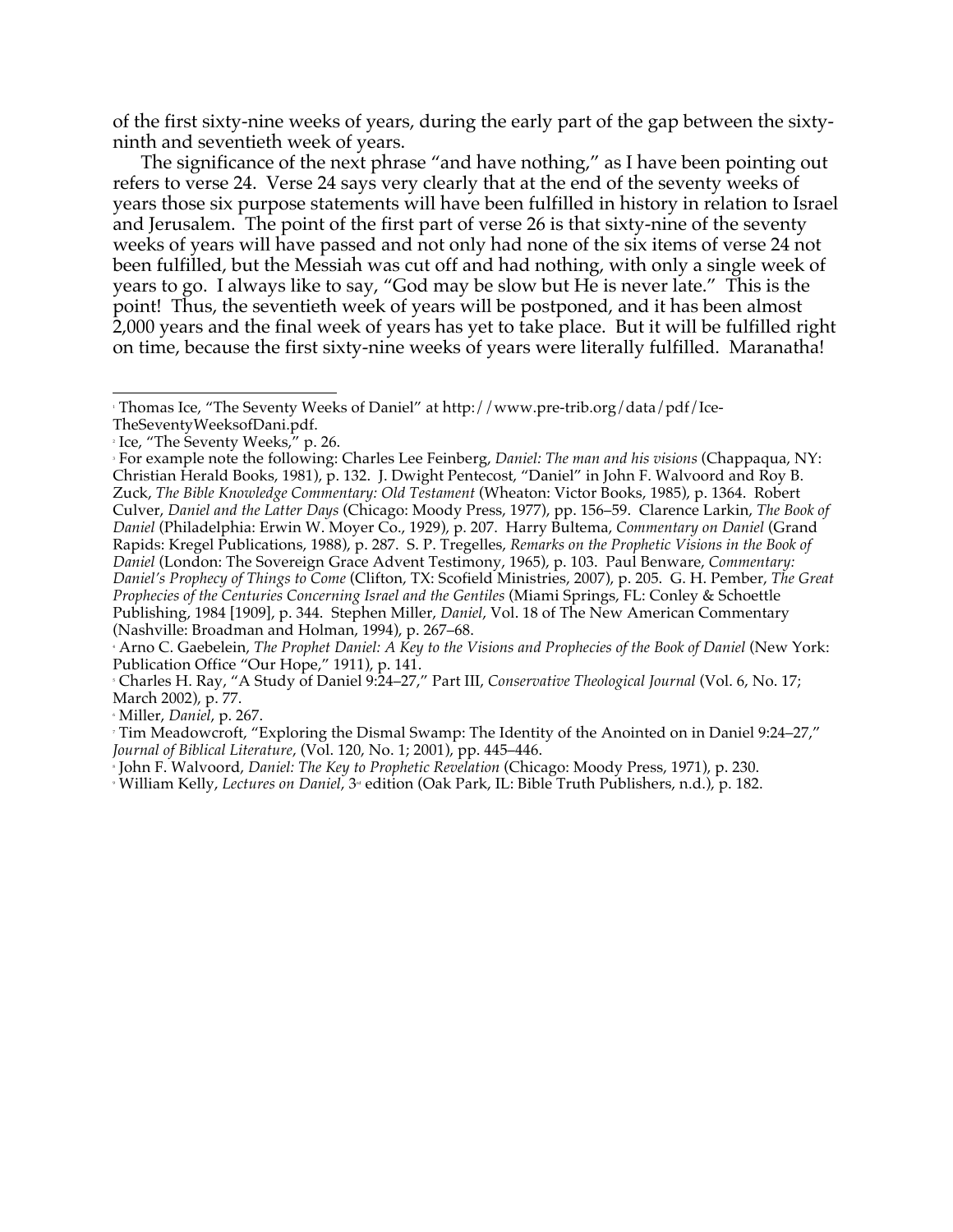of the first sixty-nine weeks of years, during the early part of the gap between the sixty-ninth and seventieth week of years.

The significance of the next phrase "and have nothing," as I have been pointing out refers to verse 24. Verse 24 says very clearly that at the end of the seventy weeks of years those six purpose statements will have been fulfilled in history in relation to Israel and Jerusalem. The point of the first part of verse 26 is that sixty-nine of the seventy weeks of years will have passed and not only had none of the six items of verse 24 not been fulfilled, but the Messiah was cut off and had nothing, with only a single week of years to go. I always like to say, "God may be slow but He is never late." This is the point! Thus, the seventieth week of years will be postponed, and it has been almost 2,000 years and the final week of years has yet to take place. But it will be fulfilled right on time, because the first sixty-nine weeks of years were literally fulfilled. Maranatha!

---

[1] Thomas Ice, "The Seventy Weeks of Daniel" at http://www.pre-trib.org/data/pdf/Ice-TheSeventyWeeksofDani.pdf.

[2] Ice, "The Seventy Weeks," p. 26.

[3] For example note the following: Charles Lee Feinberg, *Daniel: The man and his visions* (Chappaqua, NY: Christian Herald Books, 1981), p. 132. J. Dwight Pentecost, "Daniel" in John F. Walvoord and Roy B. Zuck, *The Bible Knowledge Commentary: Old Testament* (Wheaton: Victor Books, 1985), p. 1364. Robert Culver, *Daniel and the Latter Days* (Chicago: Moody Press, 1977), pp. 156–59. Clarence Larkin, *The Book of Daniel* (Philadelphia: Erwin W. Moyer Co., 1929), p. 207. Harry Bultema, *Commentary on Daniel* (Grand Rapids: Kregel Publications, 1988), p. 287. S. P. Tregelles, *Remarks on the Prophetic Visions in the Book of Daniel* (London: The Sovereign Grace Advent Testimony, 1965), p. 103. Paul Benware, *Commentary: Daniel's Prophecy of Things to Come* (Clifton, TX: Scofield Ministries, 2007), p. 205. G. H. Pember, *The Great Prophecies of the Centuries Concerning Israel and the Gentiles* (Miami Springs, FL: Conley & Schoettle Publishing, 1984 [1909], p. 344. Stephen Miller, *Daniel*, Vol. 18 of The New American Commentary (Nashville: Broadman and Holman, 1994), p. 267–68.

[4] Arno C. Gaebelein, *The Prophet Daniel: A Key to the Visions and Prophecies of the Book of Daniel* (New York: Publication Office "Our Hope," 1911), p. 141.

[5] Charles H. Ray, "A Study of Daniel 9:24–27," Part III, *Conservative Theological Journal* (Vol. 6, No. 17; March 2002), p. 77.

[6] Miller, *Daniel*, p. 267.

[7] Tim Meadowcroft, "Exploring the Dismal Swamp: The Identity of the Anointed on in Daniel 9:24–27," *Journal of Biblical Literature*, (Vol. 120, No. 1; 2001), pp. 445–446.

[8] John F. Walvoord, *Daniel: The Key to Prophetic Revelation* (Chicago: Moody Press, 1971), p. 230.

[9] William Kelly, *Lectures on Daniel*, 3rd edition (Oak Park, IL: Bible Truth Publishers, n.d.), p. 182.